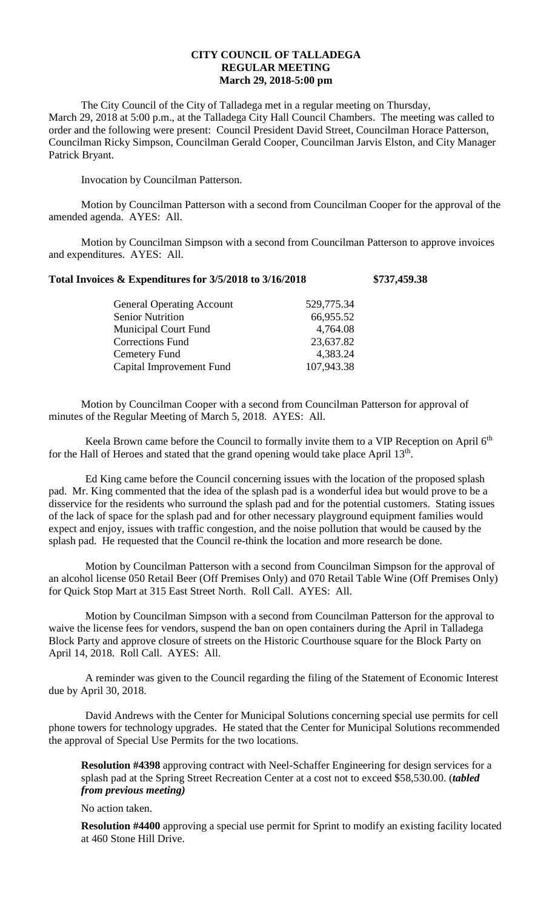**CITY COUNCIL OF TALLADEGA**
**REGULAR MEETING**
**March 29, 2018-5:00 pm**

The City Council of the City of Talladega met in a regular meeting on Thursday, March 29, 2018 at 5:00 p.m., at the Talladega City Hall Council Chambers. The meeting was called to order and the following were present: Council President David Street, Councilman Horace Patterson, Councilman Ricky Simpson, Councilman Gerald Cooper, Councilman Jarvis Elston, and City Manager Patrick Bryant.

Invocation by Councilman Patterson.

Motion by Councilman Patterson with a second from Councilman Cooper for the approval of the amended agenda. AYES: All.

Motion by Councilman Simpson with a second from Councilman Patterson to approve invoices and expenditures. AYES: All.

**Total Invoices & Expenditures for 3/5/2018 to 3/16/2018 $737,459.38**

| | |
|---|---|
| General Operating Account | 529,775.34 |
| Senior Nutrition | 66,955.52 |
| Municipal Court Fund | 4,764.08 |
| Corrections Fund | 23,637.82 |
| Cemetery Fund | 4,383.24 |
| Capital Improvement Fund | 107,943.38 |

Motion by Councilman Cooper with a second from Councilman Patterson for approval of minutes of the Regular Meeting of March 5, 2018. AYES: All.

Keela Brown came before the Council to formally invite them to a VIP Reception on April 6th for the Hall of Heroes and stated that the grand opening would take place April 13th.

Ed King came before the Council concerning issues with the location of the proposed splash pad. Mr. King commented that the idea of the splash pad is a wonderful idea but would prove to be a disservice for the residents who surround the splash pad and for the potential customers. Stating issues of the lack of space for the splash pad and for other necessary playground equipment families would expect and enjoy, issues with traffic congestion, and the noise pollution that would be caused by the splash pad. He requested that the Council re-think the location and more research be done.

Motion by Councilman Patterson with a second from Councilman Simpson for the approval of an alcohol license 050 Retail Beer (Off Premises Only) and 070 Retail Table Wine (Off Premises Only) for Quick Stop Mart at 315 East Street North. Roll Call. AYES: All.

Motion by Councilman Simpson with a second from Councilman Patterson for the approval to waive the license fees for vendors, suspend the ban on open containers during the April in Talladega Block Party and approve closure of streets on the Historic Courthouse square for the Block Party on April 14, 2018. Roll Call. AYES: All.

A reminder was given to the Council regarding the filing of the Statement of Economic Interest due by April 30, 2018.

David Andrews with the Center for Municipal Solutions concerning special use permits for cell phone towers for technology upgrades. He stated that the Center for Municipal Solutions recommended the approval of Special Use Permits for the two locations.

**Resolution #4398** approving contract with Neel-Schaffer Engineering for design services for a splash pad at the Spring Street Recreation Center at a cost not to exceed $58,530.00. (***tabled from previous meeting)***

No action taken.

**Resolution #4400** approving a special use permit for Sprint to modify an existing facility located at 460 Stone Hill Drive.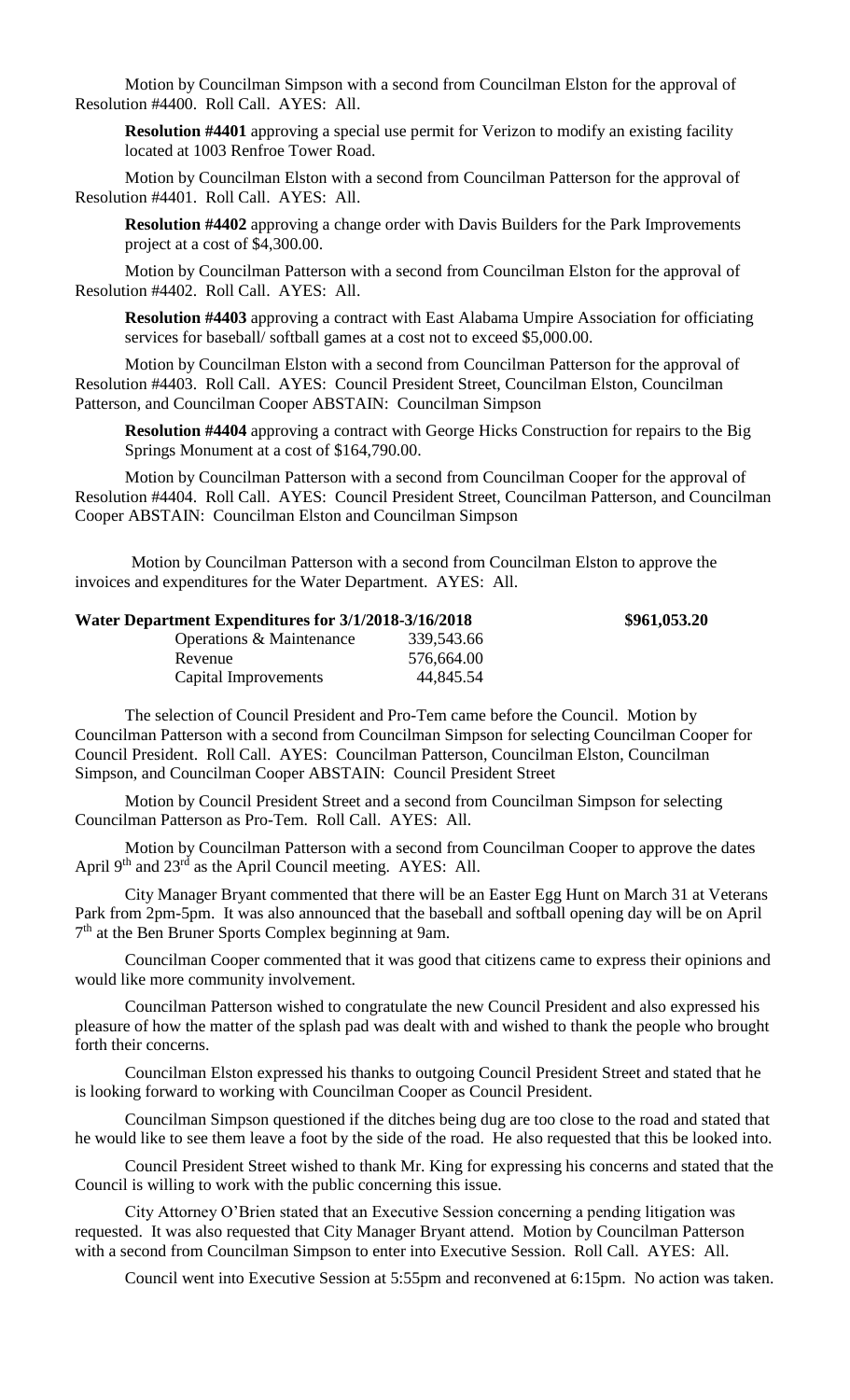Motion by Councilman Simpson with a second from Councilman Elston for the approval of Resolution #4400. Roll Call. AYES: All.

**Resolution #4401** approving a special use permit for Verizon to modify an existing facility located at 1003 Renfroe Tower Road.

Motion by Councilman Elston with a second from Councilman Patterson for the approval of Resolution #4401. Roll Call. AYES: All.

**Resolution #4402** approving a change order with Davis Builders for the Park Improvements project at a cost of $4,300.00.

Motion by Councilman Patterson with a second from Councilman Elston for the approval of Resolution #4402. Roll Call. AYES: All.

**Resolution #4403** approving a contract with East Alabama Umpire Association for officiating services for baseball/ softball games at a cost not to exceed $5,000.00.

Motion by Councilman Elston with a second from Councilman Patterson for the approval of Resolution #4403. Roll Call. AYES: Council President Street, Councilman Elston, Councilman Patterson, and Councilman Cooper ABSTAIN: Councilman Simpson

**Resolution #4404** approving a contract with George Hicks Construction for repairs to the Big Springs Monument at a cost of $164,790.00.

Motion by Councilman Patterson with a second from Councilman Cooper for the approval of Resolution #4404. Roll Call. AYES: Council President Street, Councilman Patterson, and Councilman Cooper ABSTAIN: Councilman Elston and Councilman Simpson

Motion by Councilman Patterson with a second from Councilman Elston to approve the invoices and expenditures for the Water Department. AYES: All.

| **Water Department Expenditures for 3/1/2018-3/16/2018** | | **$961,053.20** |
|---|---|---|
| Operations & Maintenance | 339,543.66 | |
| Revenue | 576,664.00 | |
| Capital Improvements | 44,845.54 | |

The selection of Council President and Pro-Tem came before the Council. Motion by Councilman Patterson with a second from Councilman Simpson for selecting Councilman Cooper for Council President. Roll Call. AYES: Councilman Patterson, Councilman Elston, Councilman Simpson, and Councilman Cooper ABSTAIN: Council President Street

Motion by Council President Street and a second from Councilman Simpson for selecting Councilman Patterson as Pro-Tem. Roll Call. AYES: All.

Motion by Councilman Patterson with a second from Councilman Cooper to approve the dates April 9th and 23rd as the April Council meeting. AYES: All.

City Manager Bryant commented that there will be an Easter Egg Hunt on March 31 at Veterans Park from 2pm-5pm. It was also announced that the baseball and softball opening day will be on April 7th at the Ben Bruner Sports Complex beginning at 9am.

Councilman Cooper commented that it was good that citizens came to express their opinions and would like more community involvement.

Councilman Patterson wished to congratulate the new Council President and also expressed his pleasure of how the matter of the splash pad was dealt with and wished to thank the people who brought forth their concerns.

Councilman Elston expressed his thanks to outgoing Council President Street and stated that he is looking forward to working with Councilman Cooper as Council President.

Councilman Simpson questioned if the ditches being dug are too close to the road and stated that he would like to see them leave a foot by the side of the road. He also requested that this be looked into.

Council President Street wished to thank Mr. King for expressing his concerns and stated that the Council is willing to work with the public concerning this issue.

City Attorney O'Brien stated that an Executive Session concerning a pending litigation was requested. It was also requested that City Manager Bryant attend. Motion by Councilman Patterson with a second from Councilman Simpson to enter into Executive Session. Roll Call. AYES: All.

Council went into Executive Session at 5:55pm and reconvened at 6:15pm. No action was taken.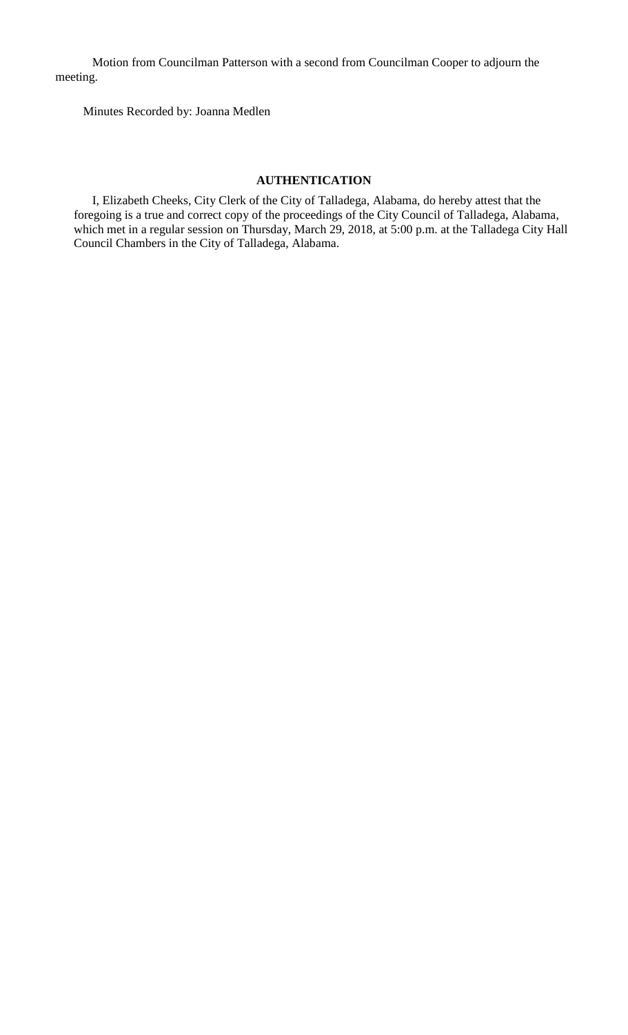Motion from Councilman Patterson with a second from Councilman Cooper to adjourn the meeting.

Minutes Recorded by: Joanna Medlen

**AUTHENTICATION**

I, Elizabeth Cheeks, City Clerk of the City of Talladega, Alabama, do hereby attest that the foregoing is a true and correct copy of the proceedings of the City Council of Talladega, Alabama, which met in a regular session on Thursday, March 29, 2018, at 5:00 p.m. at the Talladega City Hall Council Chambers in the City of Talladega, Alabama.